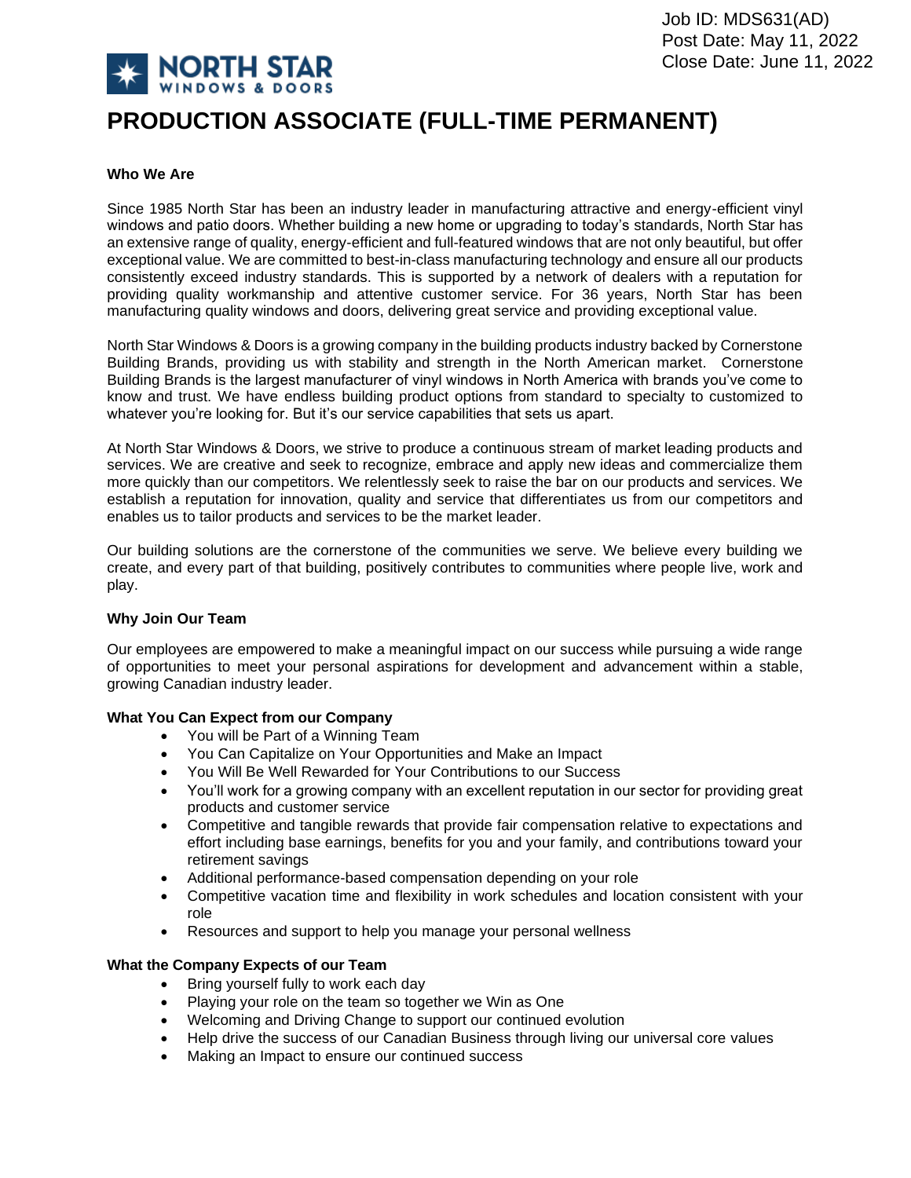Job ID: MDS631(AD)
Post Date: May 11, 2022
Close Date: June 11, 2022

NORTH STAR WINDOWS & DOORS

# PRODUCTION ASSOCIATE (FULL-TIME PERMANENT)

**Who We Are**

Since 1985 North Star has been an industry leader in manufacturing attractive and energy-efficient vinyl windows and patio doors. Whether building a new home or upgrading to today's standards, North Star has an extensive range of quality, energy-efficient and full-featured windows that are not only beautiful, but offer exceptional value. We are committed to best-in-class manufacturing technology and ensure all our products consistently exceed industry standards. This is supported by a network of dealers with a reputation for providing quality workmanship and attentive customer service. For 36 years, North Star has been manufacturing quality windows and doors, delivering great service and providing exceptional value.

North Star Windows & Doors is a growing company in the building products industry backed by Cornerstone Building Brands, providing us with stability and strength in the North American market. Cornerstone Building Brands is the largest manufacturer of vinyl windows in North America with brands you've come to know and trust. We have endless building product options from standard to specialty to customized to whatever you're looking for. But it's our service capabilities that sets us apart.

At North Star Windows & Doors, we strive to produce a continuous stream of market leading products and services. We are creative and seek to recognize, embrace and apply new ideas and commercialize them more quickly than our competitors. We relentlessly seek to raise the bar on our products and services. We establish a reputation for innovation, quality and service that differentiates us from our competitors and enables us to tailor products and services to be the market leader.

Our building solutions are the cornerstone of the communities we serve. We believe every building we create, and every part of that building, positively contributes to communities where people live, work and play.

**Why Join Our Team**

Our employees are empowered to make a meaningful impact on our success while pursuing a wide range of opportunities to meet your personal aspirations for development and advancement within a stable, growing Canadian industry leader.

**What You Can Expect from our Company**

- You will be Part of a Winning Team
- You Can Capitalize on Your Opportunities and Make an Impact
- You Will Be Well Rewarded for Your Contributions to our Success
- You'll work for a growing company with an excellent reputation in our sector for providing great products and customer service
- Competitive and tangible rewards that provide fair compensation relative to expectations and effort including base earnings, benefits for you and your family, and contributions toward your retirement savings
- Additional performance-based compensation depending on your role
- Competitive vacation time and flexibility in work schedules and location consistent with your role
- Resources and support to help you manage your personal wellness

**What the Company Expects of our Team**

- Bring yourself fully to work each day
- Playing your role on the team so together we Win as One
- Welcoming and Driving Change to support our continued evolution
- Help drive the success of our Canadian Business through living our universal core values
- Making an Impact to ensure our continued success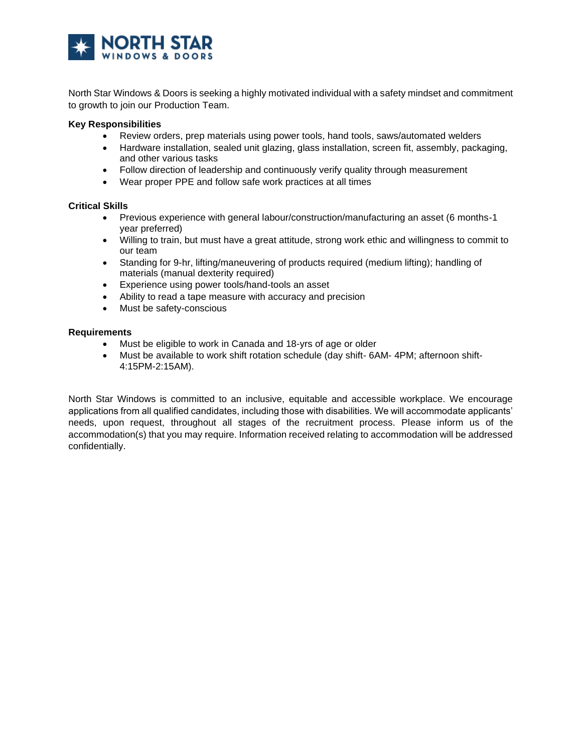North Star Windows & Doors is seeking a highly motivated individual with a safety mindset and commitment to growth to join our Production Team.

**Key Responsibilities**

- Review orders, prep materials using power tools, hand tools, saws/automated welders
- Hardware installation, sealed unit glazing, glass installation, screen fit, assembly, packaging, and other various tasks
- Follow direction of leadership and continuously verify quality through measurement
- Wear proper PPE and follow safe work practices at all times

**Critical Skills**

- Previous experience with general labour/construction/manufacturing an asset (6 months-1 year preferred)
- Willing to train, but must have a great attitude, strong work ethic and willingness to commit to our team
- Standing for 9-hr, lifting/maneuvering of products required (medium lifting); handling of materials (manual dexterity required)
- Experience using power tools/hand-tools an asset
- Ability to read a tape measure with accuracy and precision
- Must be safety-conscious

**Requirements**

- Must be eligible to work in Canada and 18-yrs of age or older
- Must be available to work shift rotation schedule (day shift- 6AM- 4PM; afternoon shift- 4:15PM-2:15AM).

North Star Windows is committed to an inclusive, equitable and accessible workplace. We encourage applications from all qualified candidates, including those with disabilities. We will accommodate applicants' needs, upon request, throughout all stages of the recruitment process. Please inform us of the accommodation(s) that you may require. Information received relating to accommodation will be addressed confidentially.